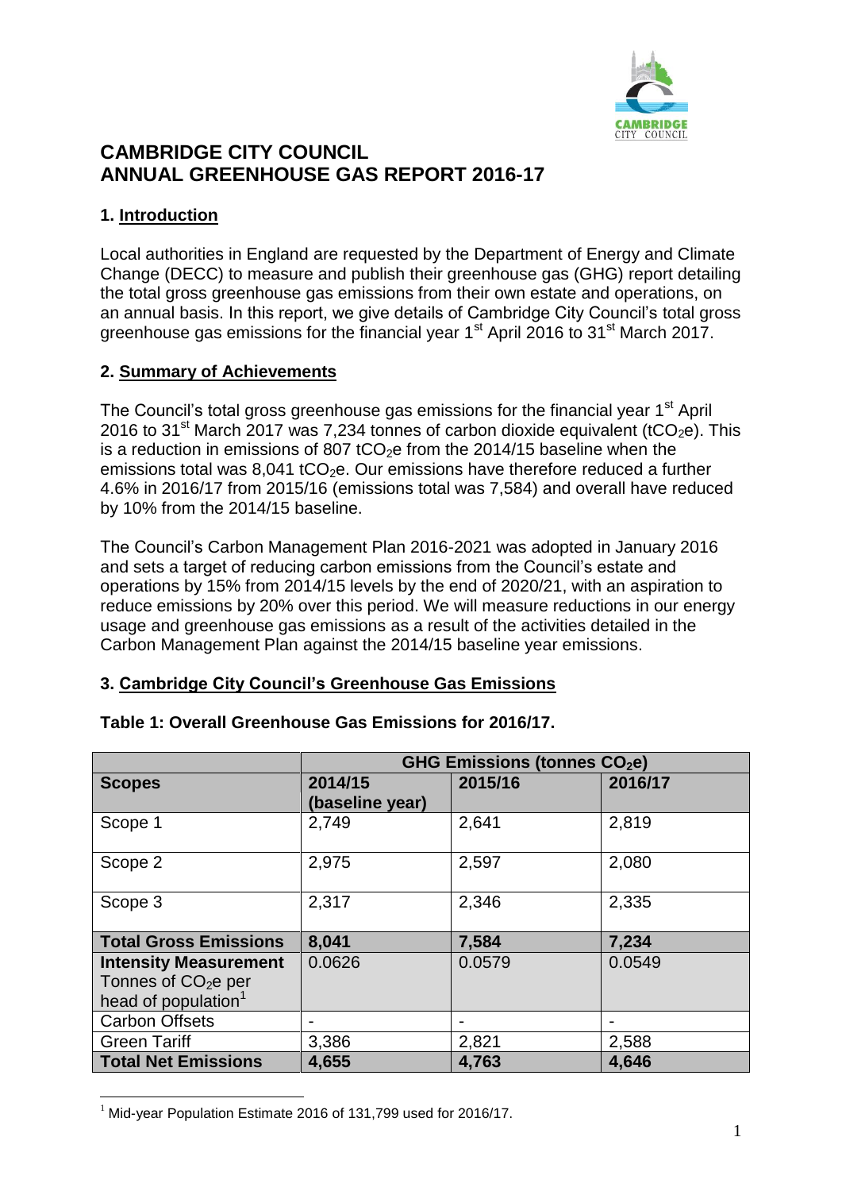# CAMBRIDGE CITY COUNCIL
# ANNUAL GREENHOUSE GAS REPORT 2016-17

## 1. Introduction

Local authorities in England are requested by the Department of Energy and Climate Change (DECC) to measure and publish their greenhouse gas (GHG) report detailing the total gross greenhouse gas emissions from their own estate and operations, on an annual basis. In this report, we give details of Cambridge City Council's total gross greenhouse gas emissions for the financial year 1st April 2016 to 31st March 2017.

## 2. Summary of Achievements

The Council's total gross greenhouse gas emissions for the financial year 1st April 2016 to 31st March 2017 was 7,234 tonnes of carbon dioxide equivalent ($tCO_2e$). This is a reduction in emissions of 807 $tCO_2e$ from the 2014/15 baseline when the emissions total was 8,041 $tCO_2e$. Our emissions have therefore reduced a further 4.6% in 2016/17 from 2015/16 (emissions total was 7,584) and overall have reduced by 10% from the 2014/15 baseline.

The Council's Carbon Management Plan 2016-2021 was adopted in January 2016 and sets a target of reducing carbon emissions from the Council's estate and operations by 15% from 2014/15 levels by the end of 2020/21, with an aspiration to reduce emissions by 20% over this period. We will measure reductions in our energy usage and greenhouse gas emissions as a result of the activities detailed in the Carbon Management Plan against the 2014/15 baseline year emissions.

## 3. Cambridge City Council's Greenhouse Gas Emissions

**Table 1: Overall Greenhouse Gas Emissions for 2016/17.**

| | GHG Emissions (tonnes $CO_2e$) | | |
|---|---|---|---|
| **Scopes** | **2014/15 (baseline year)** | **2015/16** | **2016/17** |
| Scope 1 | 2,749 | 2,641 | 2,819 |
| Scope 2 | 2,975 | 2,597 | 2,080 |
| Scope 3 | 2,317 | 2,346 | 2,335 |
| **Total Gross Emissions** | **8,041** | **7,584** | **7,234** |
| **Intensity Measurement** Tonnes of $CO_2e$ per head of population[1] | 0.0626 | 0.0579 | 0.0549 |
| Carbon Offsets | - | - | - |
| Green Tariff | 3,386 | 2,821 | 2,588 |
| **Total Net Emissions** | **4,655** | **4,763** | **4,646** |

[1] Mid-year Population Estimate 2016 of 131,799 used for 2016/17.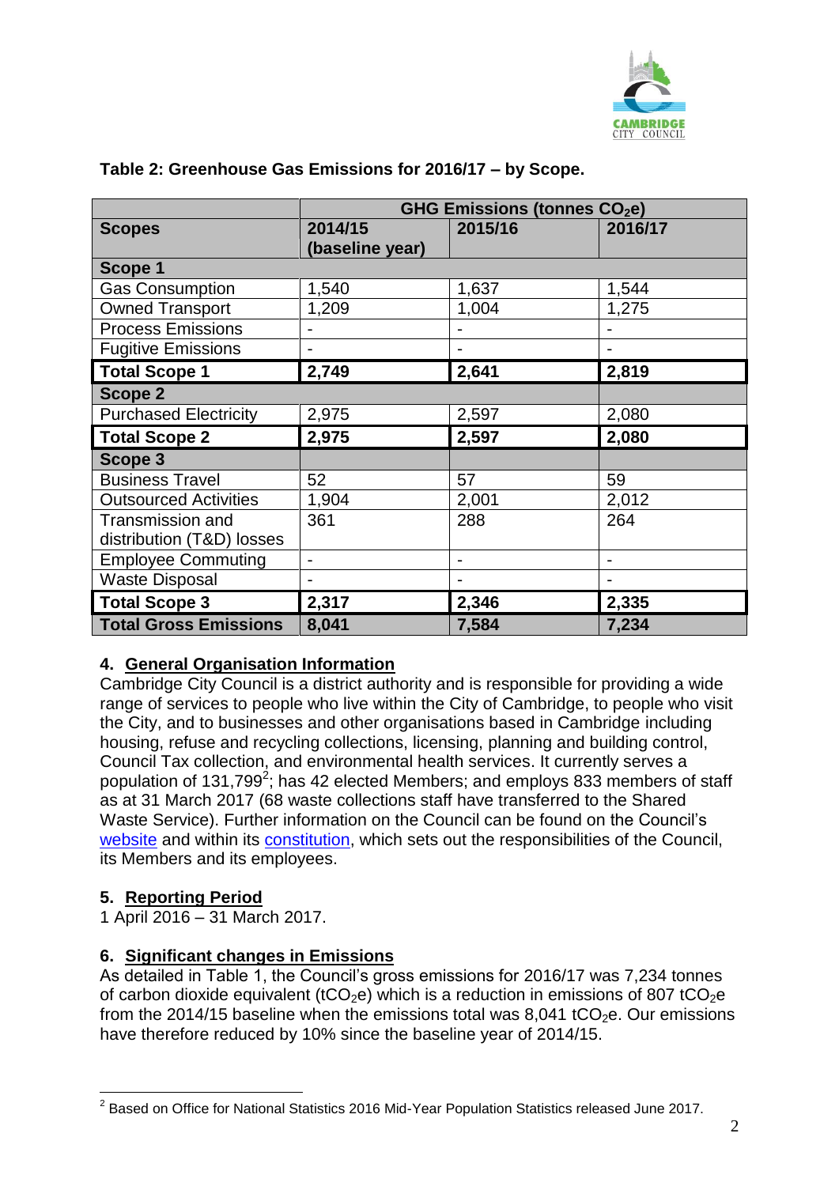**Table 2: Greenhouse Gas Emissions for 2016/17 – by Scope.**

| | GHG Emissions (tonnes $CO_2e$) | | |
|---|---|---|---|
| **Scopes** | **2014/15 (baseline year)** | **2015/16** | **2016/17** |
| **Scope 1** | | | |
| Gas Consumption | 1,540 | 1,637 | 1,544 |
| Owned Transport | 1,209 | 1,004 | 1,275 |
| Process Emissions | - | - | - |
| Fugitive Emissions | - | - | - |
| **Total Scope 1** | **2,749** | **2,641** | **2,819** |
| **Scope 2** | | | |
| Purchased Electricity | 2,975 | 2,597 | 2,080 |
| **Total Scope 2** | **2,975** | **2,597** | **2,080** |
| **Scope 3** | | | |
| Business Travel | 52 | 57 | 59 |
| Outsourced Activities | 1,904 | 2,001 | 2,012 |
| Transmission and distribution (T&D) losses | 361 | 288 | 264 |
| Employee Commuting | - | - | - |
| Waste Disposal | - | - | - |
| **Total Scope 3** | **2,317** | **2,346** | **2,335** |
| **Total Gross Emissions** | **8,041** | **7,584** | **7,234** |

## 4. General Organisation Information

Cambridge City Council is a district authority and is responsible for providing a wide range of services to people who live within the City of Cambridge, to people who visit the City, and to businesses and other organisations based in Cambridge including housing, refuse and recycling collections, licensing, planning and building control, Council Tax collection, and environmental health services. It currently serves a population of 131,799[2]; has 42 elected Members; and employs 833 members of staff as at 31 March 2017 (68 waste collections staff have transferred to the Shared Waste Service). Further information on the Council can be found on the Council's website and within its constitution, which sets out the responsibilities of the Council, its Members and its employees.

## 5. Reporting Period

1 April 2016 – 31 March 2017.

## 6. Significant changes in Emissions

As detailed in Table 1, the Council's gross emissions for 2016/17 was 7,234 tonnes of carbon dioxide equivalent ($tCO_2e$) which is a reduction in emissions of 807 $tCO_2e$ from the 2014/15 baseline when the emissions total was 8,041 $tCO_2e$. Our emissions have therefore reduced by 10% since the baseline year of 2014/15.

---

[2] Based on Office for National Statistics 2016 Mid-Year Population Statistics released June 2017.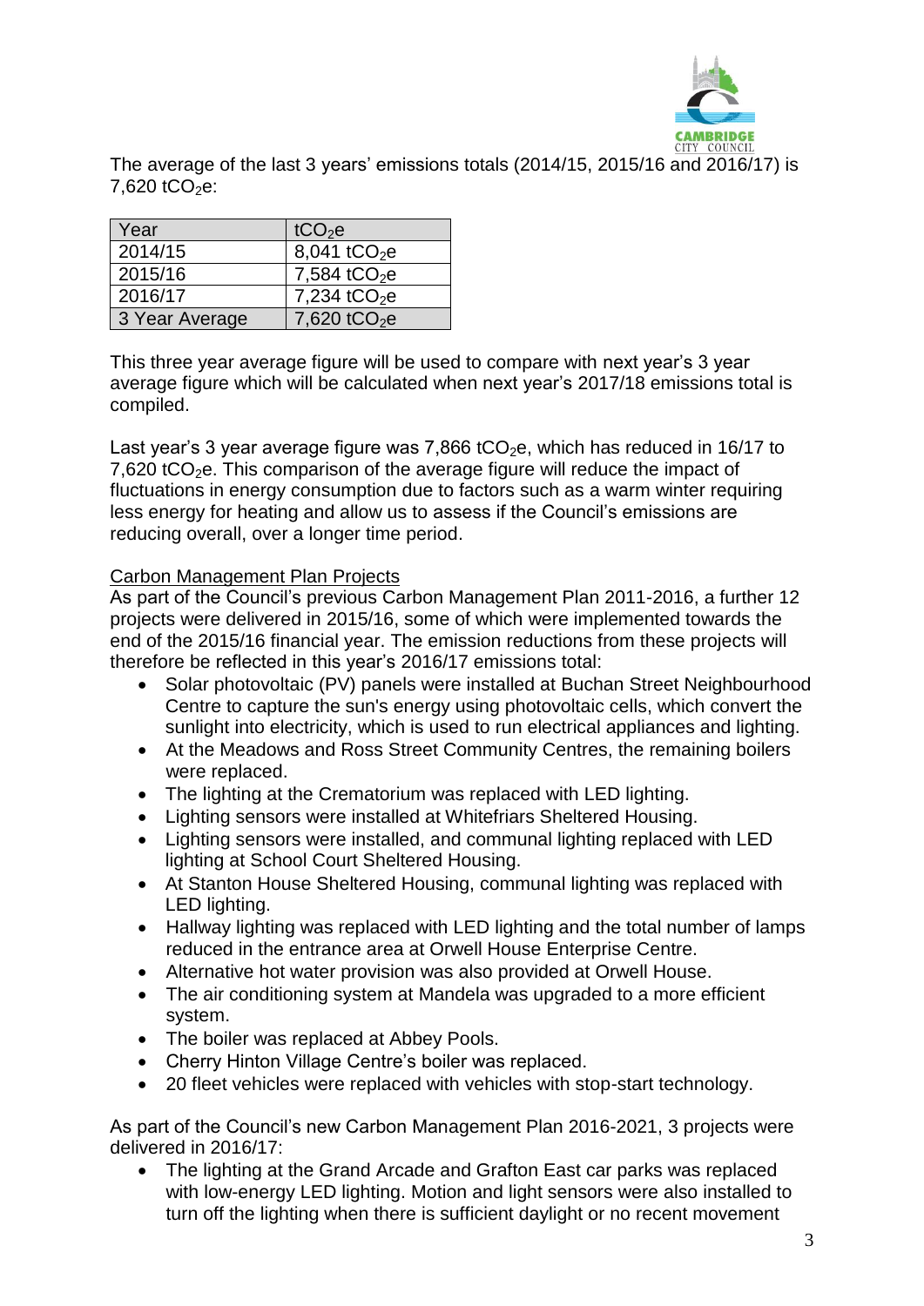The average of the last 3 years' emissions totals (2014/15, 2015/16 and 2016/17) is 7,620 $tCO_2e$:

| Year | $tCO_2e$ |
| --- | --- |
| 2014/15 | 8,041 $tCO_2e$ |
| 2015/16 | 7,584 $tCO_2e$ |
| 2016/17 | 7,234 $tCO_2e$ |
| 3 Year Average | 7,620 $tCO_2e$ |

This three year average figure will be used to compare with next year's 3 year average figure which will be calculated when next year's 2017/18 emissions total is compiled.

Last year's 3 year average figure was 7,866 $tCO_2e$, which has reduced in 16/17 to 7,620 $tCO_2e$. This comparison of the average figure will reduce the impact of fluctuations in energy consumption due to factors such as a warm winter requiring less energy for heating and allow us to assess if the Council's emissions are reducing overall, over a longer time period.

Carbon Management Plan Projects

As part of the Council's previous Carbon Management Plan 2011-2016, a further 12 projects were delivered in 2015/16, some of which were implemented towards the end of the 2015/16 financial year. The emission reductions from these projects will therefore be reflected in this year's 2016/17 emissions total:

- Solar photovoltaic (PV) panels were installed at Buchan Street Neighbourhood Centre to capture the sun's energy using photovoltaic cells, which convert the sunlight into electricity, which is used to run electrical appliances and lighting.
- At the Meadows and Ross Street Community Centres, the remaining boilers were replaced.
- The lighting at the Crematorium was replaced with LED lighting.
- Lighting sensors were installed at Whitefriars Sheltered Housing.
- Lighting sensors were installed, and communal lighting replaced with LED lighting at School Court Sheltered Housing.
- At Stanton House Sheltered Housing, communal lighting was replaced with LED lighting.
- Hallway lighting was replaced with LED lighting and the total number of lamps reduced in the entrance area at Orwell House Enterprise Centre.
- Alternative hot water provision was also provided at Orwell House.
- The air conditioning system at Mandela was upgraded to a more efficient system.
- The boiler was replaced at Abbey Pools.
- Cherry Hinton Village Centre's boiler was replaced.
- 20 fleet vehicles were replaced with vehicles with stop-start technology.

As part of the Council's new Carbon Management Plan 2016-2021, 3 projects were delivered in 2016/17:

- The lighting at the Grand Arcade and Grafton East car parks was replaced with low-energy LED lighting. Motion and light sensors were also installed to turn off the lighting when there is sufficient daylight or no recent movement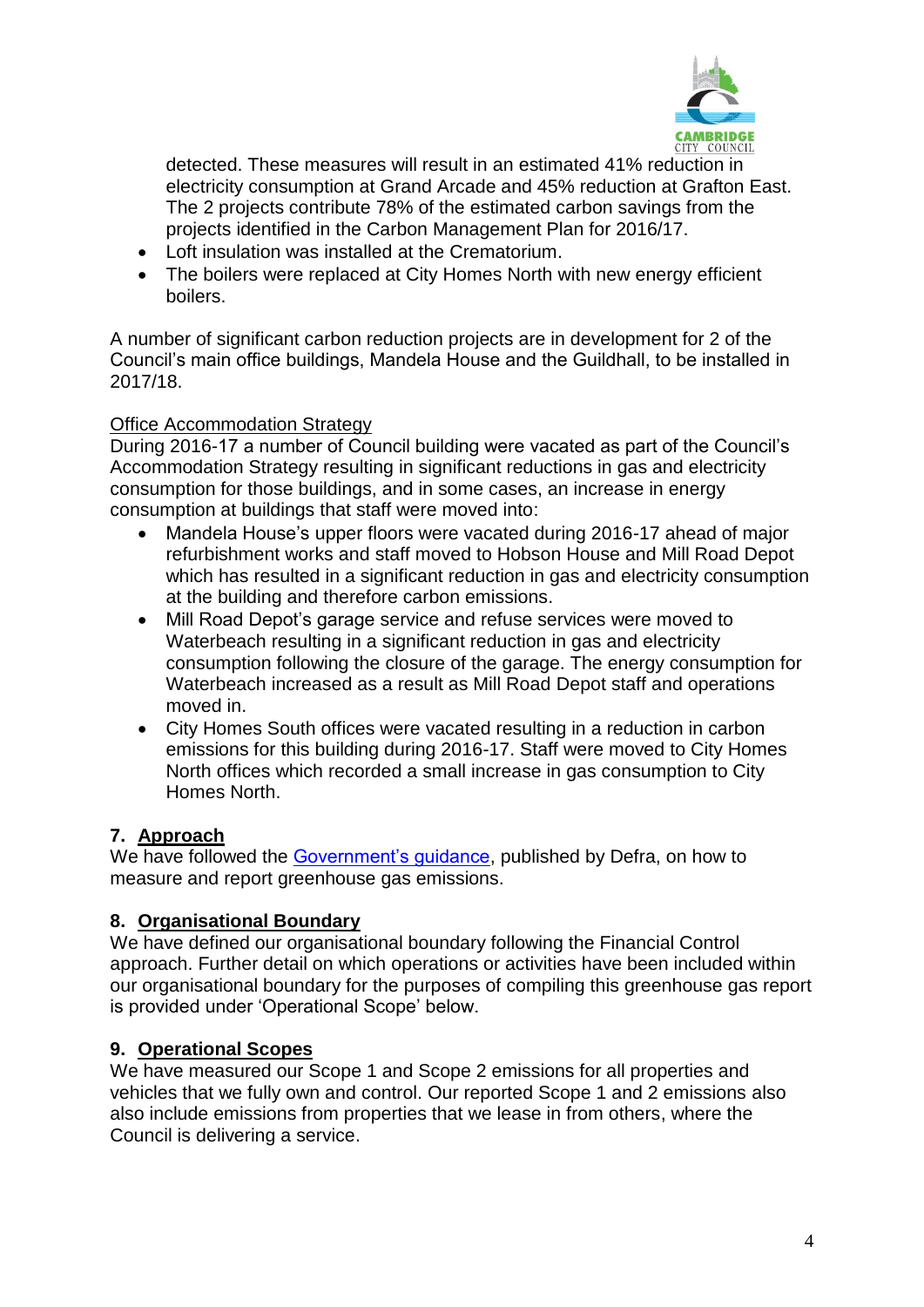detected. These measures will result in an estimated 41% reduction in electricity consumption at Grand Arcade and 45% reduction at Grafton East. The 2 projects contribute 78% of the estimated carbon savings from the projects identified in the Carbon Management Plan for 2016/17.

- Loft insulation was installed at the Crematorium.
- The boilers were replaced at City Homes North with new energy efficient boilers.

A number of significant carbon reduction projects are in development for 2 of the Council's main office buildings, Mandela House and the Guildhall, to be installed in 2017/18.

Office Accommodation Strategy

During 2016-17 a number of Council building were vacated as part of the Council's Accommodation Strategy resulting in significant reductions in gas and electricity consumption for those buildings, and in some cases, an increase in energy consumption at buildings that staff were moved into:

- Mandela House's upper floors were vacated during 2016-17 ahead of major refurbishment works and staff moved to Hobson House and Mill Road Depot which has resulted in a significant reduction in gas and electricity consumption at the building and therefore carbon emissions.
- Mill Road Depot's garage service and refuse services were moved to Waterbeach resulting in a significant reduction in gas and electricity consumption following the closure of the garage. The energy consumption for Waterbeach increased as a result as Mill Road Depot staff and operations moved in.
- City Homes South offices were vacated resulting in a reduction in carbon emissions for this building during 2016-17. Staff were moved to City Homes North offices which recorded a small increase in gas consumption to City Homes North.

## 7. Approach

We have followed the Government's guidance, published by Defra, on how to measure and report greenhouse gas emissions.

## 8. Organisational Boundary

We have defined our organisational boundary following the Financial Control approach. Further detail on which operations or activities have been included within our organisational boundary for the purposes of compiling this greenhouse gas report is provided under 'Operational Scope' below.

## 9. Operational Scopes

We have measured our Scope 1 and Scope 2 emissions for all properties and vehicles that we fully own and control. Our reported Scope 1 and 2 emissions also also include emissions from properties that we lease in from others, where the Council is delivering a service.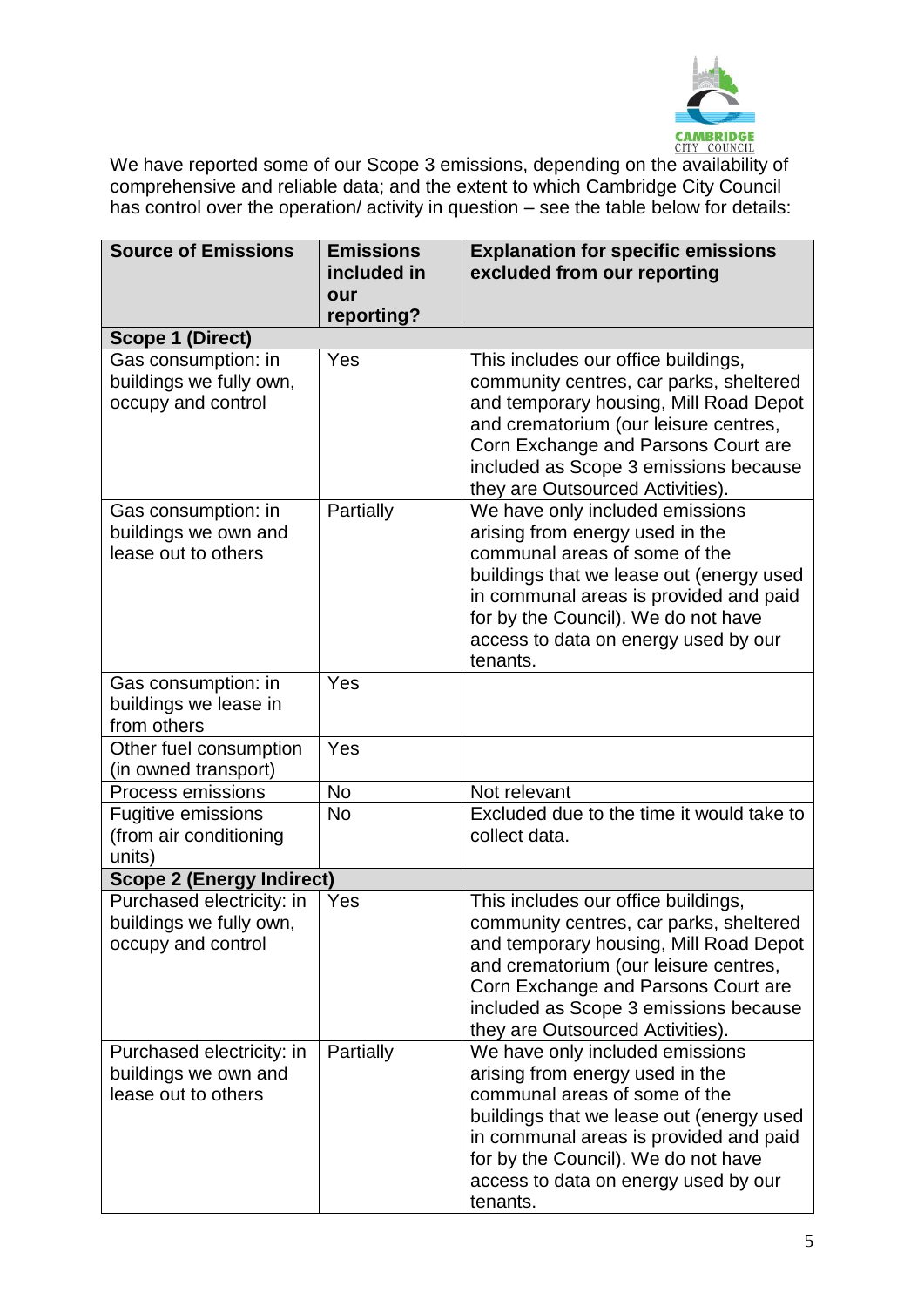We have reported some of our Scope 3 emissions, depending on the availability of comprehensive and reliable data; and the extent to which Cambridge City Council has control over the operation/ activity in question – see the table below for details:

| Source of Emissions | Emissions included in our reporting? | Explanation for specific emissions excluded from our reporting |
|---|---|---|
| **Scope 1 (Direct)** | | |
| Gas consumption: in buildings we fully own, occupy and control | Yes | This includes our office buildings, community centres, car parks, sheltered and temporary housing, Mill Road Depot and crematorium (our leisure centres, Corn Exchange and Parsons Court are included as Scope 3 emissions because they are Outsourced Activities). |
| Gas consumption: in buildings we own and lease out to others | Partially | We have only included emissions arising from energy used in the communal areas of some of the buildings that we lease out (energy used in communal areas is provided and paid for by the Council). We do not have access to data on energy used by our tenants. |
| Gas consumption: in buildings we lease in from others | Yes | |
| Other fuel consumption (in owned transport) | Yes | |
| Process emissions | No | Not relevant |
| Fugitive emissions (from air conditioning units) | No | Excluded due to the time it would take to collect data. |
| **Scope 2 (Energy Indirect)** | | |
| Purchased electricity: in buildings we fully own, occupy and control | Yes | This includes our office buildings, community centres, car parks, sheltered and temporary housing, Mill Road Depot and crematorium (our leisure centres, Corn Exchange and Parsons Court are included as Scope 3 emissions because they are Outsourced Activities). |
| Purchased electricity: in buildings we own and lease out to others | Partially | We have only included emissions arising from energy used in the communal areas of some of the buildings that we lease out (energy used in communal areas is provided and paid for by the Council). We do not have access to data on energy used by our tenants. |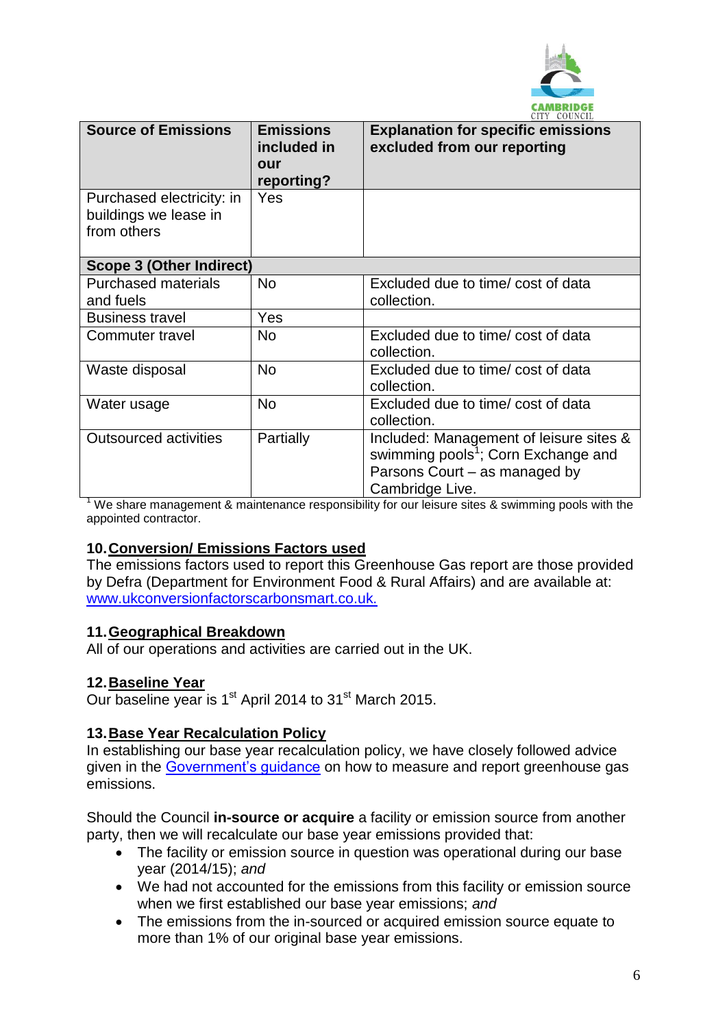| Source of Emissions | Emissions included in our reporting? | Explanation for specific emissions excluded from our reporting |
|---|---|---|
| Purchased electricity: in buildings we lease in from others | Yes | |
| **Scope 3 (Other Indirect)** | | |
| Purchased materials and fuels | No | Excluded due to time/ cost of data collection. |
| Business travel | Yes | |
| Commuter travel | No | Excluded due to time/ cost of data collection. |
| Waste disposal | No | Excluded due to time/ cost of data collection. |
| Water usage | No | Excluded due to time/ cost of data collection. |
| Outsourced activities | Partially | Included: Management of leisure sites & swimming pools[1]; Corn Exchange and Parsons Court – as managed by Cambridge Live. |

[1] We share management & maintenance responsibility for our leisure sites & swimming pools with the appointed contractor.

## 10. Conversion/ Emissions Factors used

The emissions factors used to report this Greenhouse Gas report are those provided by Defra (Department for Environment Food & Rural Affairs) and are available at: www.ukconversionfactorscarbonsmart.co.uk.

## 11. Geographical Breakdown

All of our operations and activities are carried out in the UK.

## 12. Baseline Year

Our baseline year is 1st April 2014 to 31st March 2015.

## 13. Base Year Recalculation Policy

In establishing our base year recalculation policy, we have closely followed advice given in the Government's guidance on how to measure and report greenhouse gas emissions.

Should the Council **in-source or acquire** a facility or emission source from another party, then we will recalculate our base year emissions provided that:

- The facility or emission source in question was operational during our base year (2014/15); *and*
- We had not accounted for the emissions from this facility or emission source when we first established our base year emissions; *and*
- The emissions from the in-sourced or acquired emission source equate to more than 1% of our original base year emissions.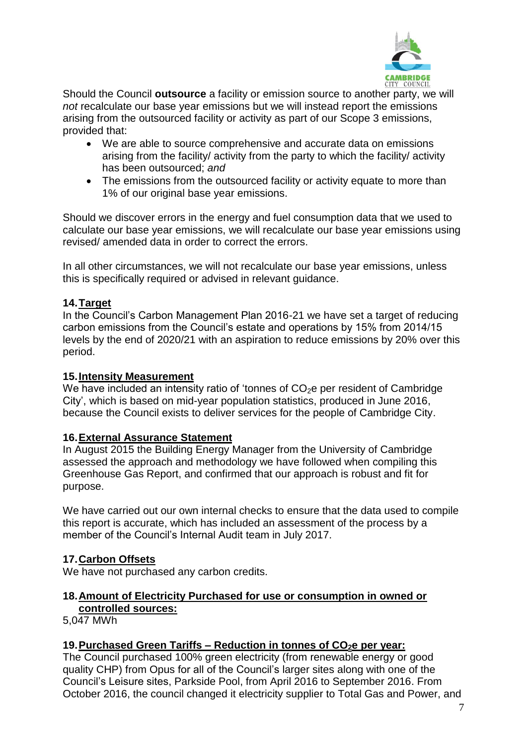Should the Council **outsource** a facility or emission source to another party, we will *not* recalculate our base year emissions but we will instead report the emissions arising from the outsourced facility or activity as part of our Scope 3 emissions, provided that:

- We are able to source comprehensive and accurate data on emissions arising from the facility/ activity from the party to which the facility/ activity has been outsourced; *and*
- The emissions from the outsourced facility or activity equate to more than 1% of our original base year emissions.

Should we discover errors in the energy and fuel consumption data that we used to calculate our base year emissions, we will recalculate our base year emissions using revised/ amended data in order to correct the errors.

In all other circumstances, we will not recalculate our base year emissions, unless this is specifically required or advised in relevant guidance.

## 14. Target

In the Council's Carbon Management Plan 2016-21 we have set a target of reducing carbon emissions from the Council's estate and operations by 15% from 2014/15 levels by the end of 2020/21 with an aspiration to reduce emissions by 20% over this period.

## 15. Intensity Measurement

We have included an intensity ratio of 'tonnes of $CO_2$e per resident of Cambridge City', which is based on mid-year population statistics, produced in June 2016, because the Council exists to deliver services for the people of Cambridge City.

## 16. External Assurance Statement

In August 2015 the Building Energy Manager from the University of Cambridge assessed the approach and methodology we have followed when compiling this Greenhouse Gas Report, and confirmed that our approach is robust and fit for purpose.

We have carried out our own internal checks to ensure that the data used to compile this report is accurate, which has included an assessment of the process by a member of the Council's Internal Audit team in July 2017.

## 17. Carbon Offsets

We have not purchased any carbon credits.

## 18. Amount of Electricity Purchased for use or consumption in owned or controlled sources:

5,047 MWh

## 19. Purchased Green Tariffs – Reduction in tonnes of $CO_2$e per year:

The Council purchased 100% green electricity (from renewable energy or good quality CHP) from Opus for all of the Council's larger sites along with one of the Council's Leisure sites, Parkside Pool, from April 2016 to September 2016. From October 2016, the council changed it electricity supplier to Total Gas and Power, and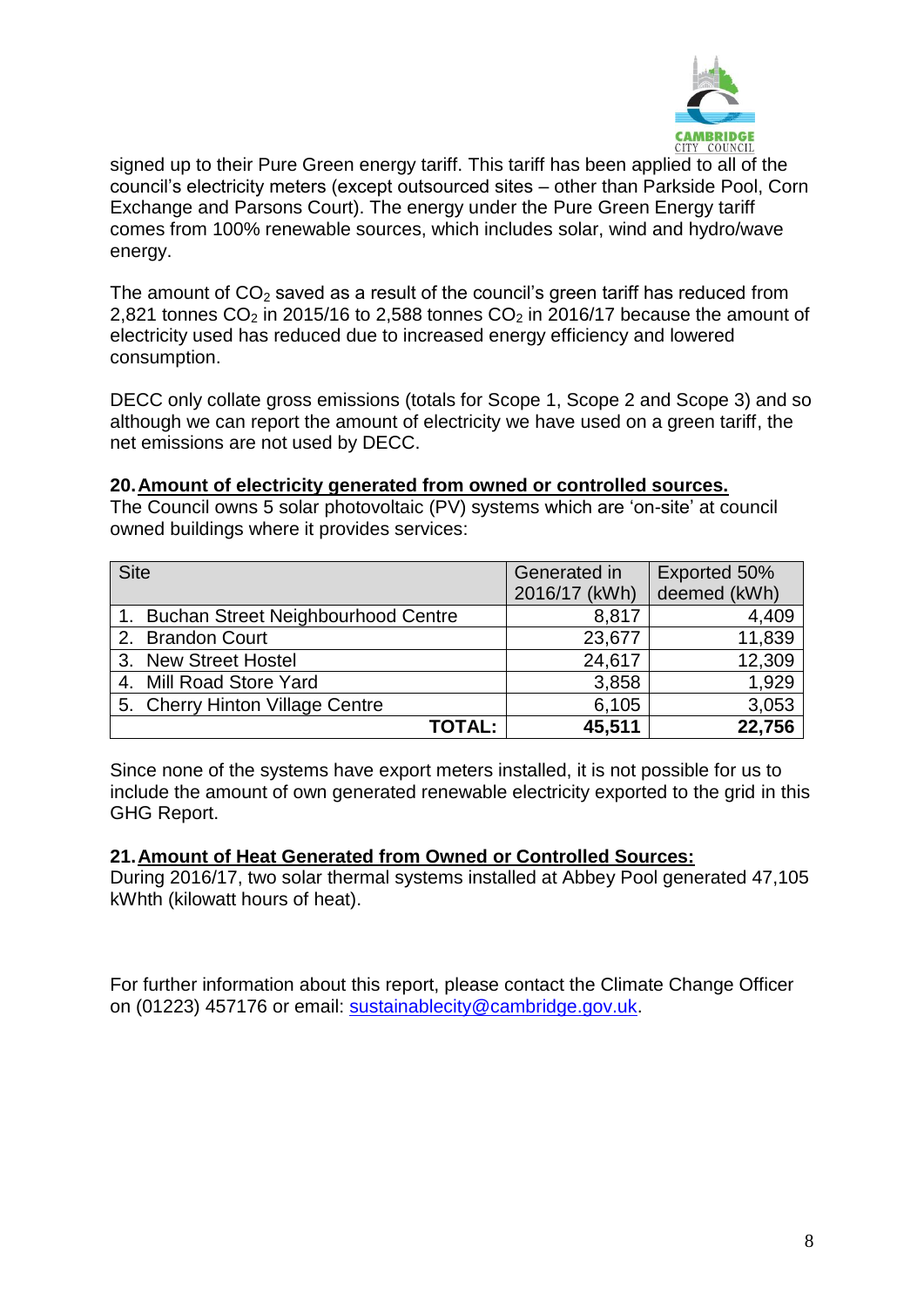signed up to their Pure Green energy tariff. This tariff has been applied to all of the council's electricity meters (except outsourced sites – other than Parkside Pool, Corn Exchange and Parsons Court). The energy under the Pure Green Energy tariff comes from 100% renewable sources, which includes solar, wind and hydro/wave energy.

The amount of $CO_2$ saved as a result of the council's green tariff has reduced from 2,821 tonnes $CO_2$ in 2015/16 to 2,588 tonnes $CO_2$ in 2016/17 because the amount of electricity used has reduced due to increased energy efficiency and lowered consumption.

DECC only collate gross emissions (totals for Scope 1, Scope 2 and Scope 3) and so although we can report the amount of electricity we have used on a green tariff, the net emissions are not used by DECC.

## 20. Amount of electricity generated from owned or controlled sources.

The Council owns 5 solar photovoltaic (PV) systems which are 'on-site' at council owned buildings where it provides services:

| Site | Generated in 2016/17 (kWh) | Exported 50% deemed (kWh) |
|---|---|---|
| 1. Buchan Street Neighbourhood Centre | 8,817 | 4,409 |
| 2. Brandon Court | 23,677 | 11,839 |
| 3. New Street Hostel | 24,617 | 12,309 |
| 4. Mill Road Store Yard | 3,858 | 1,929 |
| 5. Cherry Hinton Village Centre | 6,105 | 3,053 |
| **TOTAL:** | **45,511** | **22,756** |

Since none of the systems have export meters installed, it is not possible for us to include the amount of own generated renewable electricity exported to the grid in this GHG Report.

## 21. Amount of Heat Generated from Owned or Controlled Sources:

During 2016/17, two solar thermal systems installed at Abbey Pool generated 47,105 kWhth (kilowatt hours of heat).

For further information about this report, please contact the Climate Change Officer on (01223) 457176 or email: sustainablecity@cambridge.gov.uk.